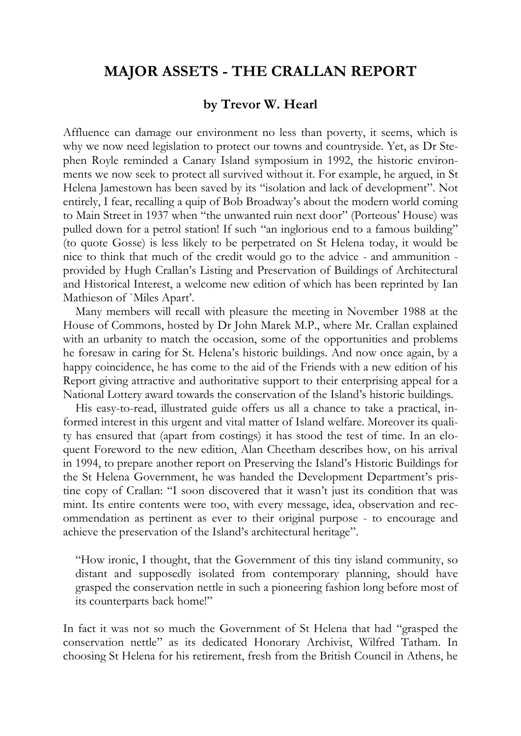# MAJOR ASSETS - THE CRALLAN REPORT

### by Trevor W. Hearl

Affluence can damage our environment no less than poverty, it seems, which is why we now need legislation to protect our towns and countryside. Yet, as Dr Stephen Royle reminded a Canary Island symposium in 1992, the historic environments we now seek to protect all survived without it. For example, he argued, in St Helena Jamestown has been saved by its "isolation and lack of development". Not entirely, I fear, recalling a quip of Bob Broadway's about the modern world coming to Main Street in 1937 when "the unwanted ruin next door" (Porteous' House) was pulled down for a petrol station! If such "an inglorious end to a famous building" (to quote Gosse) is less likely to be perpetrated on St Helena today, it would be nice to think that much of the credit would go to the advice - and ammunition - provided by Hugh Crallan's Listing and Preservation of Buildings of Architectural and Historical Interest, a welcome new edition of which has been reprinted by Ian Mathieson of `Miles Apart'.

Many members will recall with pleasure the meeting in November 1988 at the House of Commons, hosted by Dr John Marek M.P., where Mr. Crallan explained with an urbanity to match the occasion, some of the opportunities and problems he foresaw in caring for St. Helena's historic buildings. And now once again, by a happy coincidence, he has come to the aid of the Friends with a new edition of his Report giving attractive and authoritative support to their enterprising appeal for a National Lottery award towards the conservation of the Island's historic buildings.

His easy-to-read, illustrated guide offers us all a chance to take a practical, informed interest in this urgent and vital matter of Island welfare. Moreover its quality has ensured that (apart from costings) it has stood the test of time. In an eloquent Foreword to the new edition, Alan Cheetham describes how, on his arrival in 1994, to prepare another report on Preserving the Island's Historic Buildings for the St Helena Government, he was handed the Development Department's pristine copy of Crallan: "I soon discovered that it wasn't just its condition that was mint. Its entire contents were too, with every message, idea, observation and recommendation as pertinent as ever to their original purpose - to encourage and achieve the preservation of the Island's architectural heritage".

> "How ironic, I thought, that the Government of this tiny island community, so distant and supposedly isolated from contemporary planning, should have grasped the conservation nettle in such a pioneering fashion long before most of its counterparts back home!"

In fact it was not so much the Government of St Helena that had "grasped the conservation nettle" as its dedicated Honorary Archivist, Wilfred Tatham. In choosing St Helena for his retirement, fresh from the British Council in Athens, he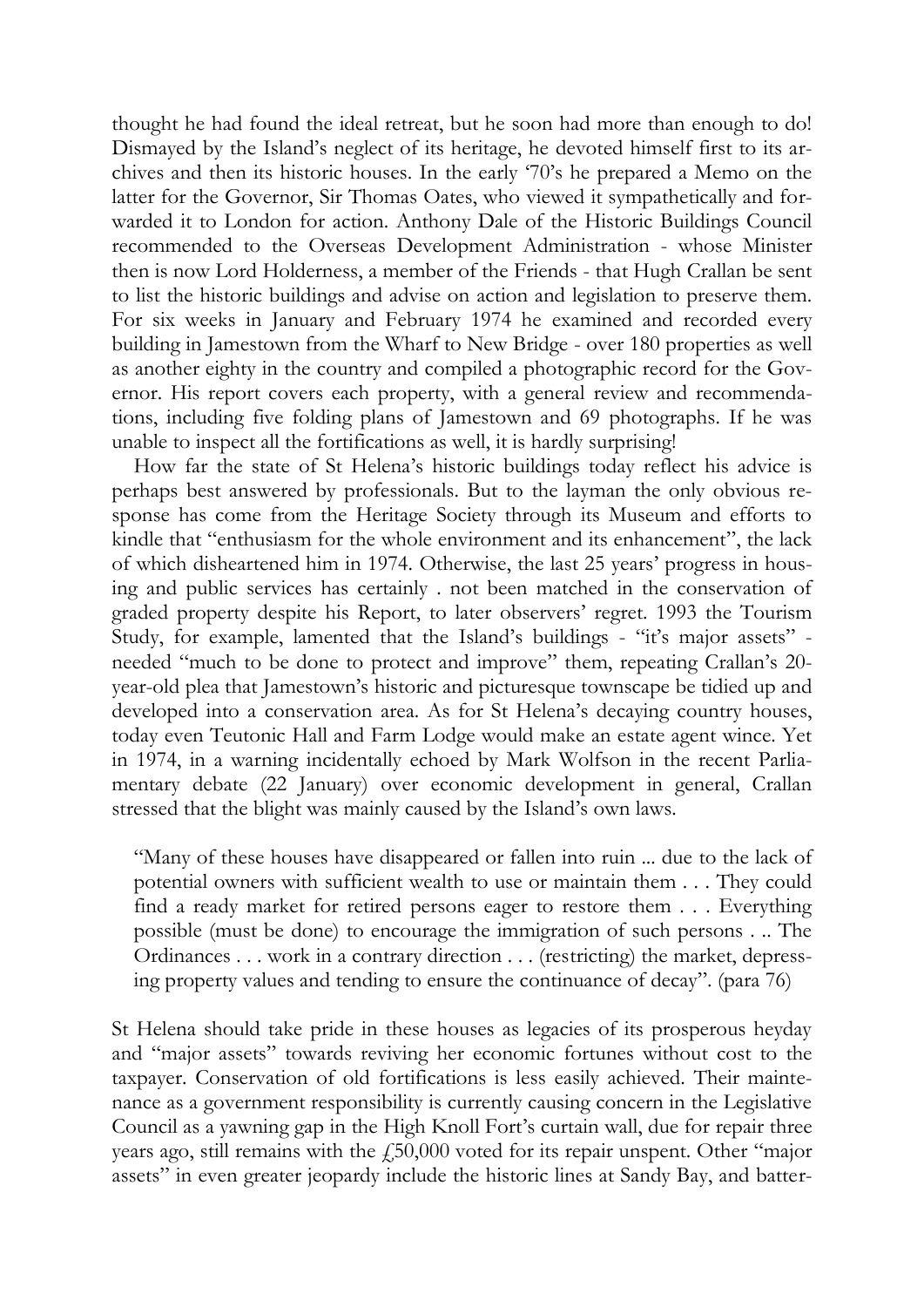thought he had found the ideal retreat, but he soon had more than enough to do! Dismayed by the Island's neglect of its heritage, he devoted himself first to its archives and then its historic houses. In the early '70's he prepared a Memo on the latter for the Governor, Sir Thomas Oates, who viewed it sympathetically and forwarded it to London for action. Anthony Dale of the Historic Buildings Council recommended to the Overseas Development Administration - whose Minister then is now Lord Holderness, a member of the Friends - that Hugh Crallan be sent to list the historic buildings and advise on action and legislation to preserve them. For six weeks in January and February 1974 he examined and recorded every building in Jamestown from the Wharf to New Bridge - over 180 properties as well as another eighty in the country and compiled a photographic record for the Governor. His report covers each property, with a general review and recommendations, including five folding plans of Jamestown and 69 photographs. If he was unable to inspect all the fortifications as well, it is hardly surprising!

How far the state of St Helena's historic buildings today reflect his advice is perhaps best answered by professionals. But to the layman the only obvious response has come from the Heritage Society through its Museum and efforts to kindle that "enthusiasm for the whole environment and its enhancement", the lack of which disheartened him in 1974. Otherwise, the last 25 years' progress in housing and public services has certainly . not been matched in the conservation of graded property despite his Report, to later observers' regret. 1993 the Tourism Study, for example, lamented that the Island's buildings - "it's major assets" - needed "much to be done to protect and improve" them, repeating Crallan's 20-year-old plea that Jamestown's historic and picturesque townscape be tidied up and developed into a conservation area. As for St Helena's decaying country houses, today even Teutonic Hall and Farm Lodge would make an estate agent wince. Yet in 1974, in a warning incidentally echoed by Mark Wolfson in the recent Parliamentary debate (22 January) over economic development in general, Crallan stressed that the blight was mainly caused by the Island's own laws.

> "Many of these houses have disappeared or fallen into ruin ... due to the lack of potential owners with sufficient wealth to use or maintain them . . . They could find a ready market for retired persons eager to restore them . . . Everything possible (must be done) to encourage the immigration of such persons . .. The Ordinances . . . work in a contrary direction . . . (restricting) the market, depressing property values and tending to ensure the continuance of decay". (para 76)

St Helena should take pride in these houses as legacies of its prosperous heyday and "major assets" towards reviving her economic fortunes without cost to the taxpayer. Conservation of old fortifications is less easily achieved. Their maintenance as a government responsibility is currently causing concern in the Legislative Council as a yawning gap in the High Knoll Fort's curtain wall, due for repair three years ago, still remains with the £50,000 voted for its repair unspent. Other "major assets" in even greater jeopardy include the historic lines at Sandy Bay, and batter-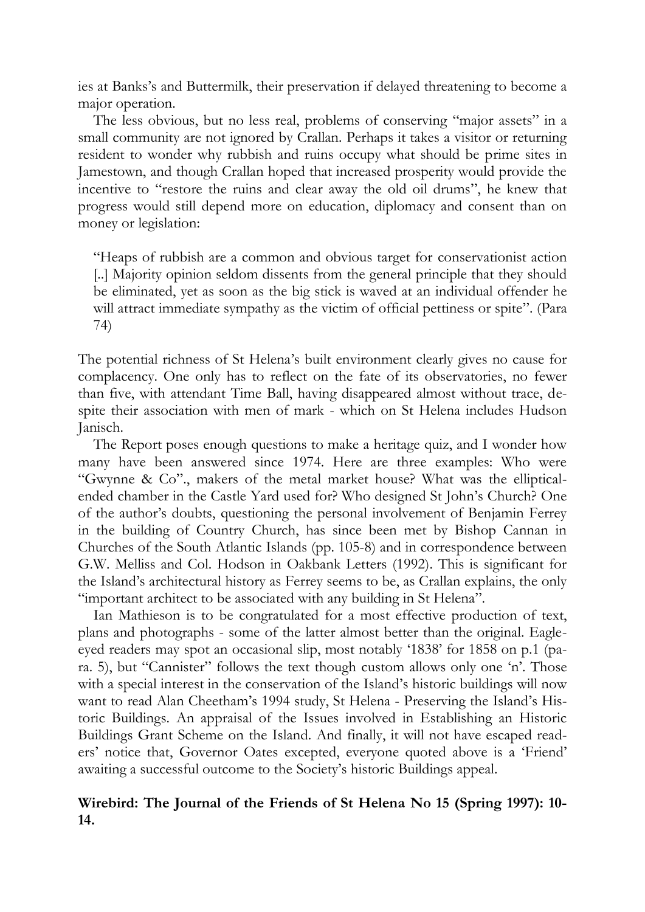ies at Banks's and Buttermilk, their preservation if delayed threatening to become a major operation.

The less obvious, but no less real, problems of conserving "major assets" in a small community are not ignored by Crallan. Perhaps it takes a visitor or returning resident to wonder why rubbish and ruins occupy what should be prime sites in Jamestown, and though Crallan hoped that increased prosperity would provide the incentive to "restore the ruins and clear away the old oil drums", he knew that progress would still depend more on education, diplomacy and consent than on money or legislation:

> "Heaps of rubbish are a common and obvious target for conservationist action [..] Majority opinion seldom dissents from the general principle that they should be eliminated, yet as soon as the big stick is waved at an individual offender he will attract immediate sympathy as the victim of official pettiness or spite". (Para 74)

The potential richness of St Helena's built environment clearly gives no cause for complacency. One only has to reflect on the fate of its observatories, no fewer than five, with attendant Time Ball, having disappeared almost without trace, despite their association with men of mark - which on St Helena includes Hudson Janisch.

The Report poses enough questions to make a heritage quiz, and I wonder how many have been answered since 1974. Here are three examples: Who were "Gwynne & Co"., makers of the metal market house? What was the elliptical-ended chamber in the Castle Yard used for? Who designed St John's Church? One of the author's doubts, questioning the personal involvement of Benjamin Ferrey in the building of Country Church, has since been met by Bishop Cannan in Churches of the South Atlantic Islands (pp. 105-8) and in correspondence between G.W. Melliss and Col. Hodson in Oakbank Letters (1992). This is significant for the Island's architectural history as Ferrey seems to be, as Crallan explains, the only "important architect to be associated with any building in St Helena".

Ian Mathieson is to be congratulated for a most effective production of text, plans and photographs - some of the latter almost better than the original. Eagle-eyed readers may spot an occasional slip, most notably '1838' for 1858 on p.1 (para. 5), but "Cannister" follows the text though custom allows only one 'n'. Those with a special interest in the conservation of the Island's historic buildings will now want to read Alan Cheetham's 1994 study, St Helena - Preserving the Island's Historic Buildings. An appraisal of the Issues involved in Establishing an Historic Buildings Grant Scheme on the Island. And finally, it will not have escaped readers' notice that, Governor Oates excepted, everyone quoted above is a 'Friend' awaiting a successful outcome to the Society's historic Buildings appeal.

**Wirebird: The Journal of the Friends of St Helena No 15 (Spring 1997): 10-14.**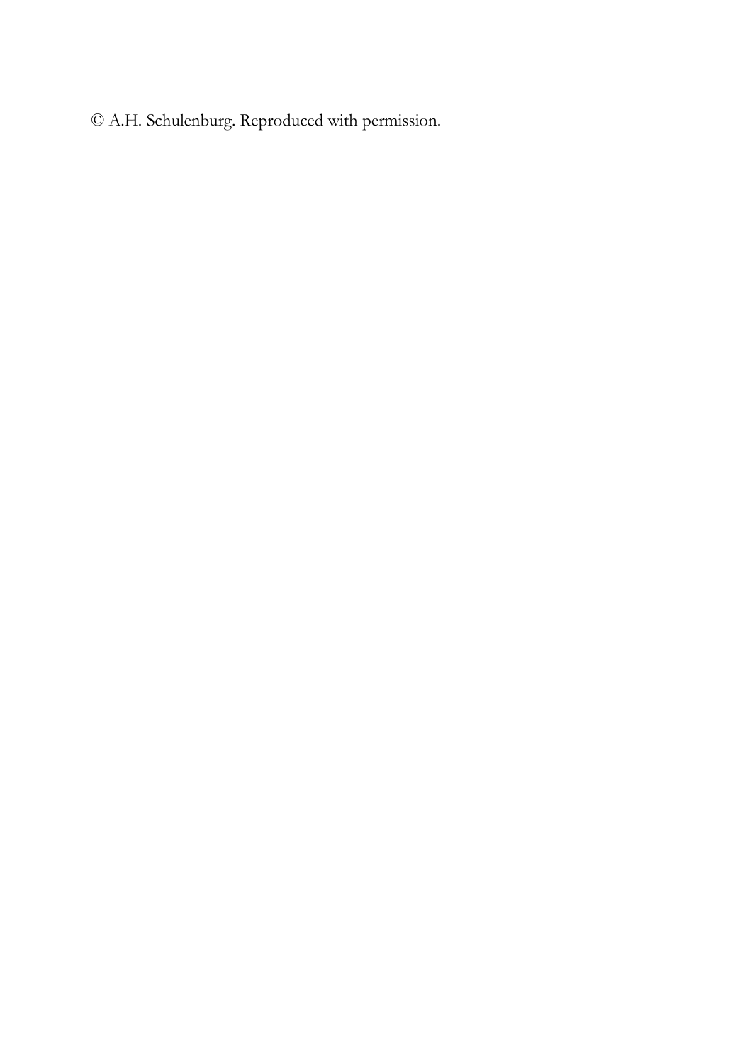© A.H. Schulenburg. Reproduced with permission.